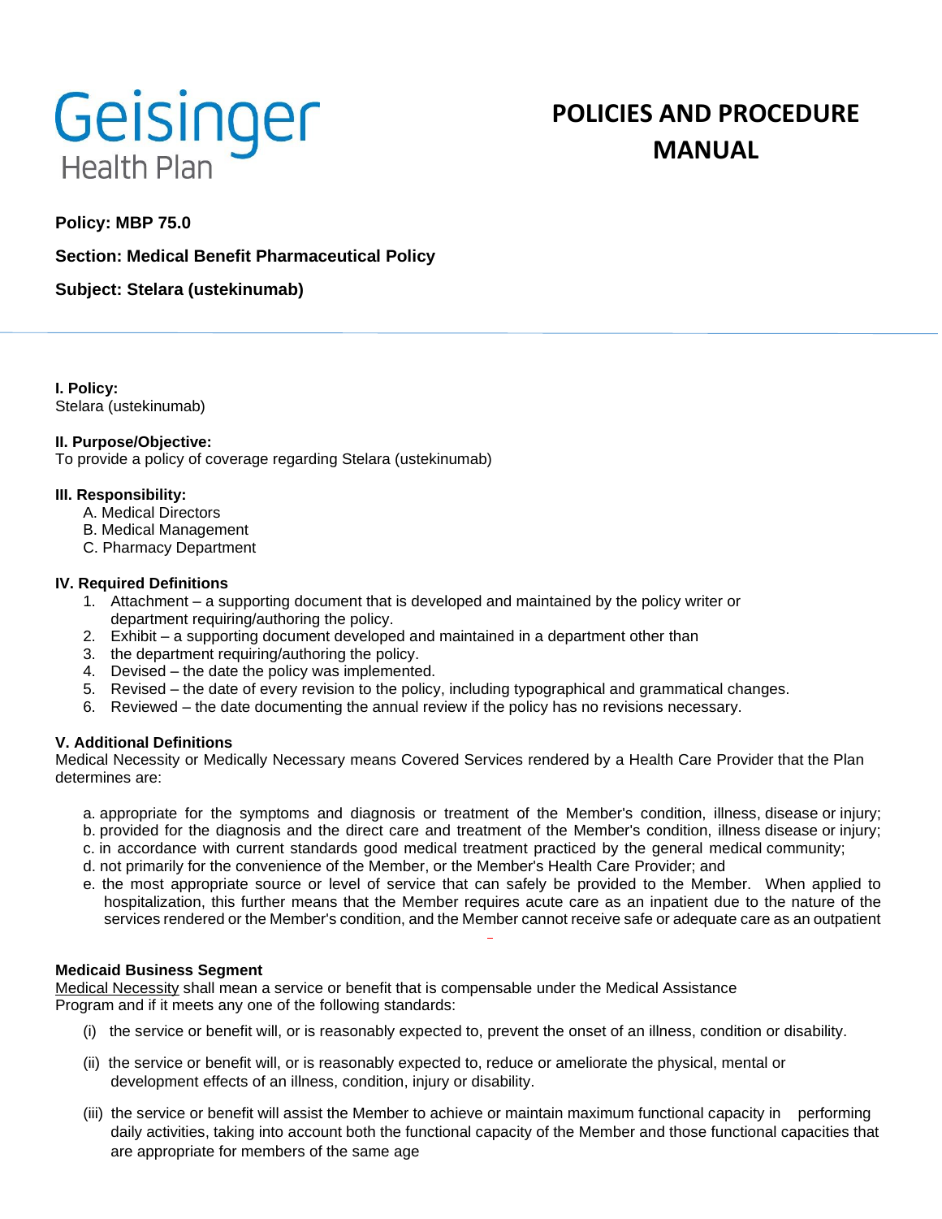# Geisinger Health Plan

# POLICIES AND PROCEDURE MANUAL

**Policy: MBP 75.0**

**Section: Medical Benefit Pharmaceutical Policy**

**Subject: Stelara (ustekinumab)**

**I. Policy:**
Stelara (ustekinumab)

**II. Purpose/Objective:**
To provide a policy of coverage regarding Stelara (ustekinumab)

**III. Responsibility:**

A. Medical Directors
B. Medical Management
C. Pharmacy Department

**IV. Required Definitions**

1. Attachment – a supporting document that is developed and maintained by the policy writer or department requiring/authoring the policy.
2. Exhibit – a supporting document developed and maintained in a department other than
3. the department requiring/authoring the policy.
4. Devised – the date the policy was implemented.
5. Revised – the date of every revision to the policy, including typographical and grammatical changes.
6. Reviewed – the date documenting the annual review if the policy has no revisions necessary.

**V. Additional Definitions**

Medical Necessity or Medically Necessary means Covered Services rendered by a Health Care Provider that the Plan determines are:

a. appropriate for the symptoms and diagnosis or treatment of the Member's condition, illness, disease or injury;
b. provided for the diagnosis and the direct care and treatment of the Member's condition, illness disease or injury;
c. in accordance with current standards good medical treatment practiced by the general medical community;
d. not primarily for the convenience of the Member, or the Member's Health Care Provider; and
e. the most appropriate source or level of service that can safely be provided to the Member. When applied to hospitalization, this further means that the Member requires acute care as an inpatient due to the nature of the services rendered or the Member's condition, and the Member cannot receive safe or adequate care as an outpatient

**Medicaid Business Segment**

Medical Necessity shall mean a service or benefit that is compensable under the Medical Assistance Program and if it meets any one of the following standards:

(i) the service or benefit will, or is reasonably expected to, prevent the onset of an illness, condition or disability.

(ii) the service or benefit will, or is reasonably expected to, reduce or ameliorate the physical, mental or development effects of an illness, condition, injury or disability.

(iii) the service or benefit will assist the Member to achieve or maintain maximum functional capacity in performing daily activities, taking into account both the functional capacity of the Member and those functional capacities that are appropriate for members of the same age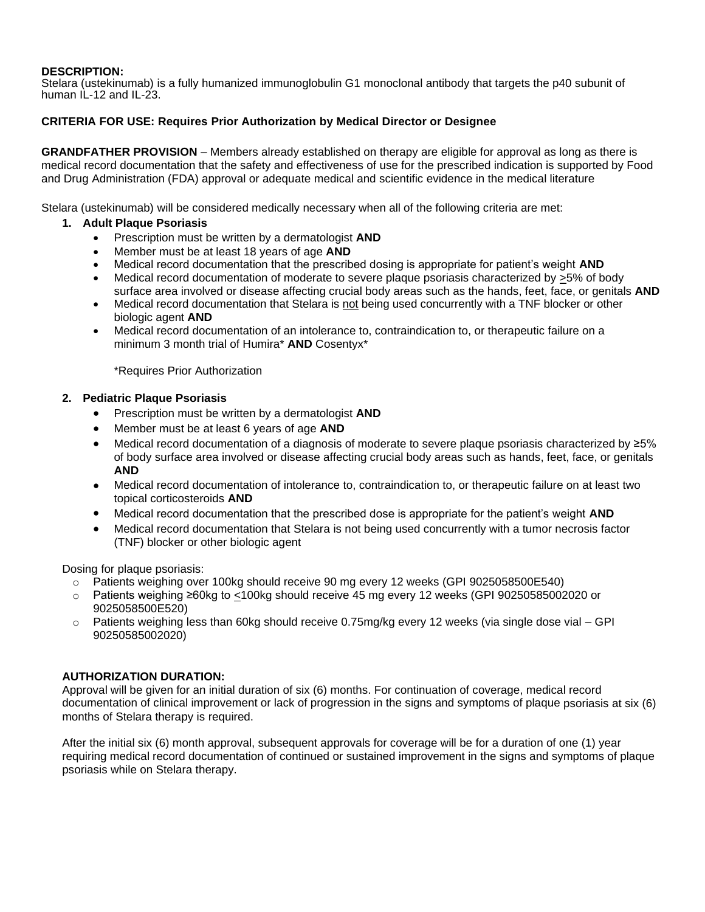**DESCRIPTION:**
Stelara (ustekinumab) is a fully humanized immunoglobulin G1 monoclonal antibody that targets the p40 subunit of human IL-12 and IL-23.

**CRITERIA FOR USE: Requires Prior Authorization by Medical Director or Designee**

**GRANDFATHER PROVISION** – Members already established on therapy are eligible for approval as long as there is medical record documentation that the safety and effectiveness of use for the prescribed indication is supported by Food and Drug Administration (FDA) approval or adequate medical and scientific evidence in the medical literature

Stelara (ustekinumab) will be considered medically necessary when all of the following criteria are met:

1. **Adult Plaque Psoriasis**
   - Prescription must be written by a dermatologist **AND**
   - Member must be at least 18 years of age **AND**
   - Medical record documentation that the prescribed dosing is appropriate for patient's weight **AND**
   - Medical record documentation of moderate to severe plaque psoriasis characterized by ≥5% of body surface area involved or disease affecting crucial body areas such as the hands, feet, face, or genitals **AND**
   - Medical record documentation that Stelara is not being used concurrently with a TNF blocker or other biologic agent **AND**
   - Medical record documentation of an intolerance to, contraindication to, or therapeutic failure on a minimum 3 month trial of Humira* **AND** Cosentyx*

     *Requires Prior Authorization

2. **Pediatric Plaque Psoriasis**
   - Prescription must be written by a dermatologist **AND**
   - Member must be at least 6 years of age **AND**
   - Medical record documentation of a diagnosis of moderate to severe plaque psoriasis characterized by ≥5% of body surface area involved or disease affecting crucial body areas such as hands, feet, face, or genitals **AND**
   - Medical record documentation of intolerance to, contraindication to, or therapeutic failure on at least two topical corticosteroids **AND**
   - Medical record documentation that the prescribed dose is appropriate for the patient's weight **AND**
   - Medical record documentation that Stelara is not being used concurrently with a tumor necrosis factor (TNF) blocker or other biologic agent

Dosing for plaque psoriasis:

- Patients weighing over 100kg should receive 90 mg every 12 weeks (GPI 9025058500E540)
- Patients weighing ≥60kg to ≤100kg should receive 45 mg every 12 weeks (GPI 90250585002020 or 9025058500E520)
- Patients weighing less than 60kg should receive 0.75mg/kg every 12 weeks (via single dose vial – GPI 90250585002020)

**AUTHORIZATION DURATION:**
Approval will be given for an initial duration of six (6) months. For continuation of coverage, medical record documentation of clinical improvement or lack of progression in the signs and symptoms of plaque psoriasis at six (6) months of Stelara therapy is required.

After the initial six (6) month approval, subsequent approvals for coverage will be for a duration of one (1) year requiring medical record documentation of continued or sustained improvement in the signs and symptoms of plaque psoriasis while on Stelara therapy.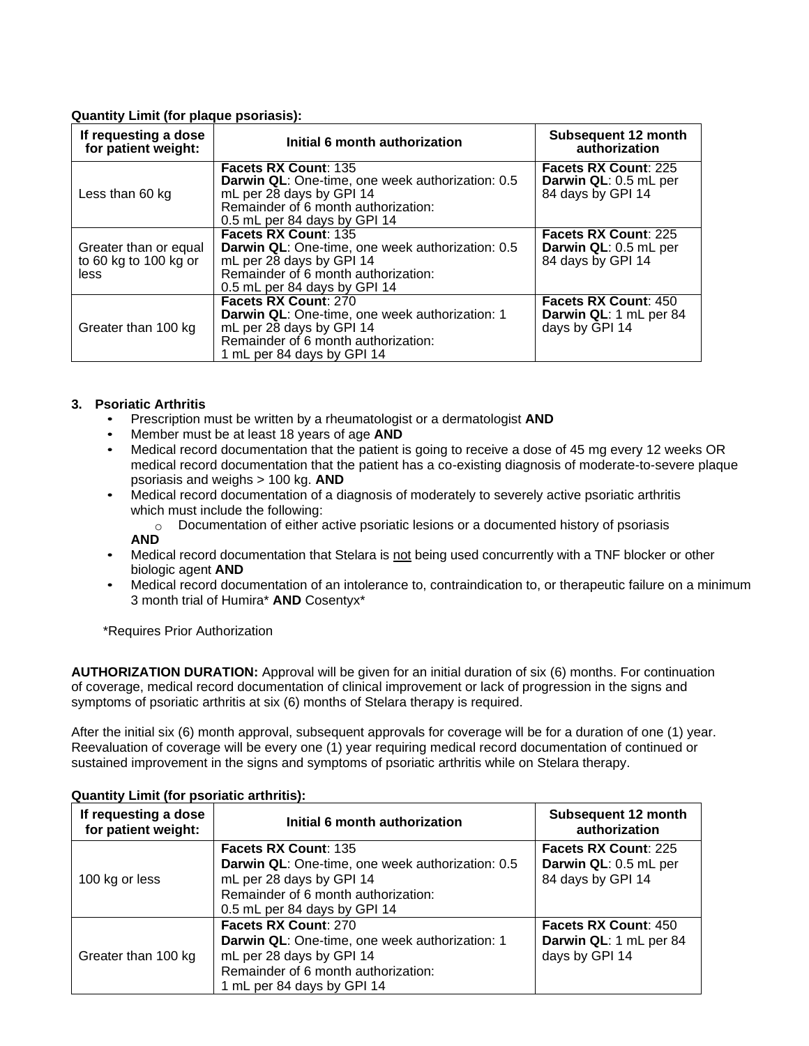**Quantity Limit (for plaque psoriasis):**

| If requesting a dose for patient weight: | Initial 6 month authorization | Subsequent 12 month authorization |
|---|---|---|
| Less than 60 kg | **Facets RX Count**: 135<br>**Darwin QL**: One-time, one week authorization: 0.5 mL per 28 days by GPI 14<br>Remainder of 6 month authorization:<br>0.5 mL per 84 days by GPI 14 | **Facets RX Count**: 225<br>**Darwin QL**: 0.5 mL per 84 days by GPI 14 |
| Greater than or equal to 60 kg to 100 kg or less | **Facets RX Count**: 135<br>**Darwin QL**: One-time, one week authorization: 0.5 mL per 28 days by GPI 14<br>Remainder of 6 month authorization:<br>0.5 mL per 84 days by GPI 14 | **Facets RX Count**: 225<br>**Darwin QL**: 0.5 mL per 84 days by GPI 14 |
| Greater than 100 kg | **Facets RX Count**: 270<br>**Darwin QL**: One-time, one week authorization: 1 mL per 28 days by GPI 14<br>Remainder of 6 month authorization:<br>1 mL per 84 days by GPI 14 | **Facets RX Count**: 450<br>**Darwin QL**: 1 mL per 84 days by GPI 14 |

**3. Psoriatic Arthritis**

- Prescription must be written by a rheumatologist or a dermatologist **AND**
- Member must be at least 18 years of age **AND**
- Medical record documentation that the patient is going to receive a dose of 45 mg every 12 weeks OR medical record documentation that the patient has a co-existing diagnosis of moderate-to-severe plaque psoriasis and weighs > 100 kg. **AND**
- Medical record documentation of a diagnosis of moderately to severely active psoriatic arthritis which must include the following:
  - Documentation of either active psoriatic lesions or a documented history of psoriasis

  **AND**
- Medical record documentation that Stelara is not being used concurrently with a TNF blocker or other biologic agent **AND**
- Medical record documentation of an intolerance to, contraindication to, or therapeutic failure on a minimum 3 month trial of Humira* **AND** Cosentyx*

*Requires Prior Authorization

**AUTHORIZATION DURATION:** Approval will be given for an initial duration of six (6) months. For continuation of coverage, medical record documentation of clinical improvement or lack of progression in the signs and symptoms of psoriatic arthritis at six (6) months of Stelara therapy is required.

After the initial six (6) month approval, subsequent approvals for coverage will be for a duration of one (1) year. Reevaluation of coverage will be every one (1) year requiring medical record documentation of continued or sustained improvement in the signs and symptoms of psoriatic arthritis while on Stelara therapy.

**Quantity Limit (for psoriatic arthritis):**

| If requesting a dose for patient weight: | Initial 6 month authorization | Subsequent 12 month authorization |
|---|---|---|
| 100 kg or less | **Facets RX Count**: 135<br>**Darwin QL**: One-time, one week authorization: 0.5 mL per 28 days by GPI 14<br>Remainder of 6 month authorization:<br>0.5 mL per 84 days by GPI 14 | **Facets RX Count**: 225<br>**Darwin QL**: 0.5 mL per 84 days by GPI 14 |
| Greater than 100 kg | **Facets RX Count**: 270<br>**Darwin QL**: One-time, one week authorization: 1 mL per 28 days by GPI 14<br>Remainder of 6 month authorization:<br>1 mL per 84 days by GPI 14 | **Facets RX Count**: 450<br>**Darwin QL**: 1 mL per 84 days by GPI 14 |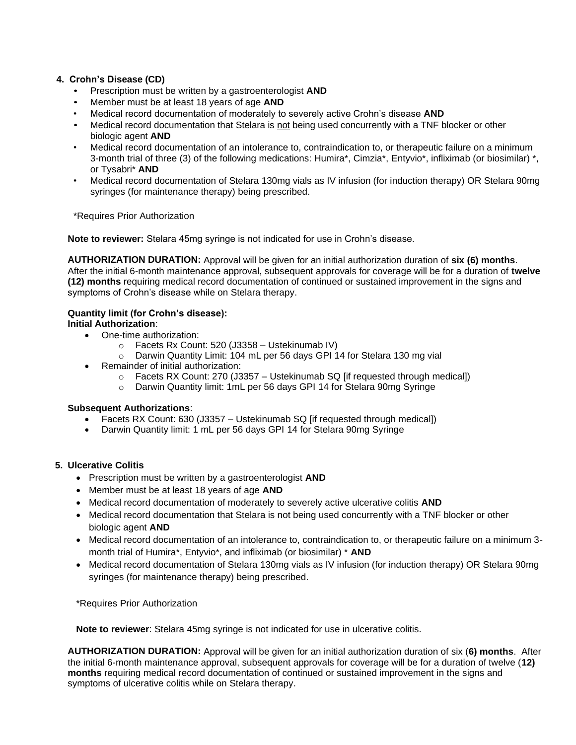**4. Crohn's Disease (CD)**

- Prescription must be written by a gastroenterologist **AND**
- Member must be at least 18 years of age **AND**
- Medical record documentation of moderately to severely active Crohn's disease **AND**
- Medical record documentation that Stelara is not being used concurrently with a TNF blocker or other biologic agent **AND**
- Medical record documentation of an intolerance to, contraindication to, or therapeutic failure on a minimum 3-month trial of three (3) of the following medications: Humira*, Cimzia*, Entyvio*, infliximab (or biosimilar) *, or Tysabri* **AND**
- Medical record documentation of Stelara 130mg vials as IV infusion (for induction therapy) OR Stelara 90mg syringes (for maintenance therapy) being prescribed.

*Requires Prior Authorization

**Note to reviewer:** Stelara 45mg syringe is not indicated for use in Crohn's disease.

**AUTHORIZATION DURATION:** Approval will be given for an initial authorization duration of **six (6) months**. After the initial 6-month maintenance approval, subsequent approvals for coverage will be for a duration of **twelve (12) months** requiring medical record documentation of continued or sustained improvement in the signs and symptoms of Crohn's disease while on Stelara therapy.

**Quantity limit (for Crohn's disease):**
**Initial Authorization**:

- One-time authorization:
  - Facets Rx Count: 520 (J3358 – Ustekinumab IV)
  - Darwin Quantity Limit: 104 mL per 56 days GPI 14 for Stelara 130 mg vial
- Remainder of initial authorization:
  - Facets RX Count: 270 (J3357 – Ustekinumab SQ [if requested through medical])
  - Darwin Quantity limit: 1mL per 56 days GPI 14 for Stelara 90mg Syringe

**Subsequent Authorizations**:

- Facets RX Count: 630 (J3357 – Ustekinumab SQ [if requested through medical])
- Darwin Quantity limit: 1 mL per 56 days GPI 14 for Stelara 90mg Syringe

**5. Ulcerative Colitis**

- Prescription must be written by a gastroenterologist **AND**
- Member must be at least 18 years of age **AND**
- Medical record documentation of moderately to severely active ulcerative colitis **AND**
- Medical record documentation that Stelara is not being used concurrently with a TNF blocker or other biologic agent **AND**
- Medical record documentation of an intolerance to, contraindication to, or therapeutic failure on a minimum 3-month trial of Humira*, Entyvio*, and infliximab (or biosimilar) * **AND**
- Medical record documentation of Stelara 130mg vials as IV infusion (for induction therapy) OR Stelara 90mg syringes (for maintenance therapy) being prescribed.

*Requires Prior Authorization

**Note to reviewer**: Stelara 45mg syringe is not indicated for use in ulcerative colitis.

**AUTHORIZATION DURATION:** Approval will be given for an initial authorization duration of six (**6) months**. After the initial 6-month maintenance approval, subsequent approvals for coverage will be for a duration of twelve (**12) months** requiring medical record documentation of continued or sustained improvement in the signs and symptoms of ulcerative colitis while on Stelara therapy.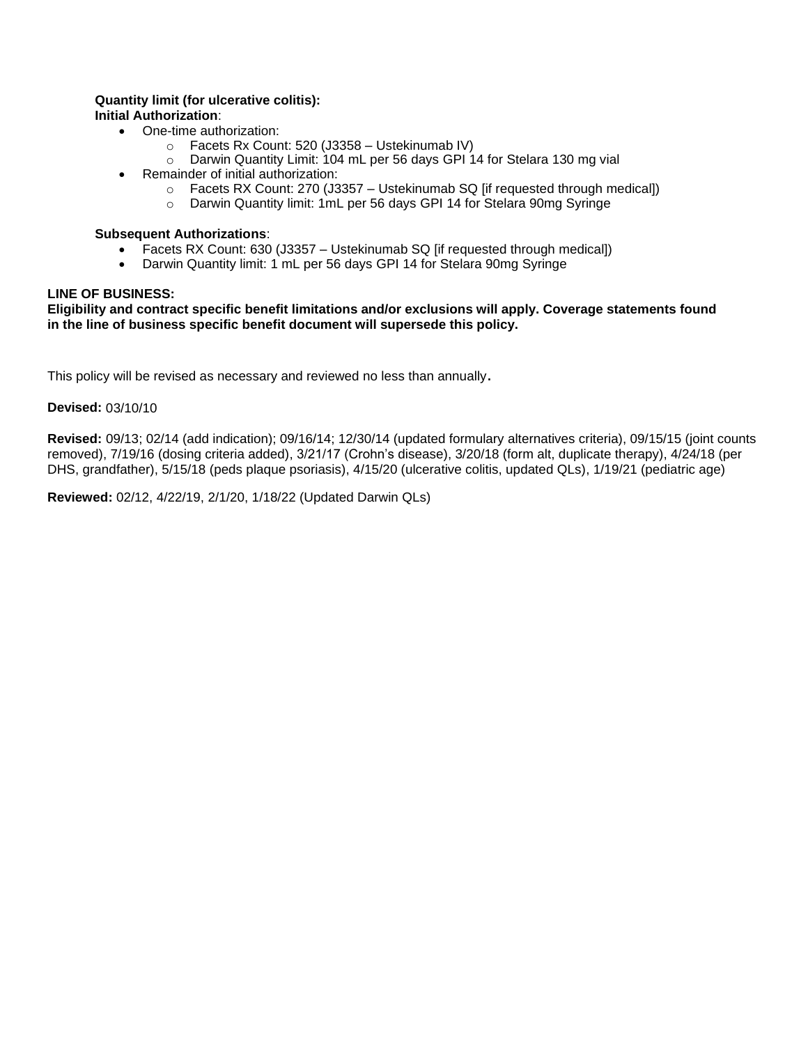**Quantity limit (for ulcerative colitis):**
**Initial Authorization**:

- One-time authorization:
  - Facets Rx Count: 520 (J3358 – Ustekinumab IV)
  - Darwin Quantity Limit: 104 mL per 56 days GPI 14 for Stelara 130 mg vial
- Remainder of initial authorization:
  - Facets RX Count: 270 (J3357 – Ustekinumab SQ [if requested through medical])
  - Darwin Quantity limit: 1mL per 56 days GPI 14 for Stelara 90mg Syringe

**Subsequent Authorizations**:

- Facets RX Count: 630 (J3357 – Ustekinumab SQ [if requested through medical])
- Darwin Quantity limit: 1 mL per 56 days GPI 14 for Stelara 90mg Syringe

**LINE OF BUSINESS:**
**Eligibility and contract specific benefit limitations and/or exclusions will apply. Coverage statements found in the line of business specific benefit document will supersede this policy.**

This policy will be revised as necessary and reviewed no less than annually.

**Devised:** 03/10/10

**Revised:** 09/13; 02/14 (add indication); 09/16/14; 12/30/14 (updated formulary alternatives criteria), 09/15/15 (joint counts removed), 7/19/16 (dosing criteria added), 3/21/17 (Crohn's disease), 3/20/18 (form alt, duplicate therapy), 4/24/18 (per DHS, grandfather), 5/15/18 (peds plaque psoriasis), 4/15/20 (ulcerative colitis, updated QLs), 1/19/21 (pediatric age)

**Reviewed:** 02/12, 4/22/19, 2/1/20, 1/18/22 (Updated Darwin QLs)